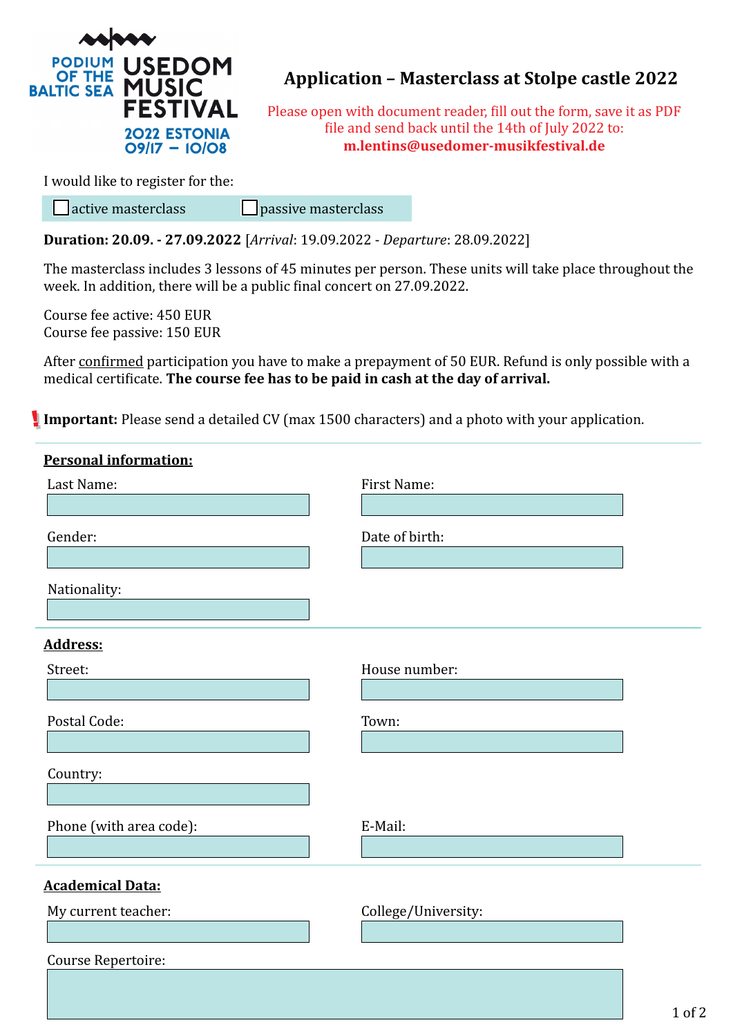PODIUM OF THE BALTIC SEA USEDOM MUSIC FESTIVAL 2022 ESTONIA 09/17 – 10/08

# Application – Masterclass at Stolpe castle 2022

Please open with document reader, fill out the form, save it as PDF file and send back until the 14th of July 2022 to: **m.lentins@usedomer-musikfestival.de**

I would like to register for the:

☐ active masterclass ☐ passive masterclass

**Duration: 20.09. - 27.09.2022** [*Arrival*: 19.09.2022 - *Departure*: 28.09.2022]

The masterclass includes 3 lessons of 45 minutes per person. These units will take place throughout the week. In addition, there will be a public final concert on 27.09.2022.

Course fee active: 450 EUR
Course fee passive: 150 EUR

After confirmed participation you have to make a prepayment of 50 EUR. Refund is only possible with a medical certificate. **The course fee has to be paid in cash at the day of arrival.**

! **Important:** Please send a detailed CV (max 1500 characters) and a photo with your application.

## Personal information:

Last Name:

First Name:

Gender:

Date of birth:

Nationality:

## Address:

Street:

House number:

Postal Code:

Town:

Country:

Phone (with area code):

E-Mail:

## Academical Data:

My current teacher:

College/University:

Course Repertoire: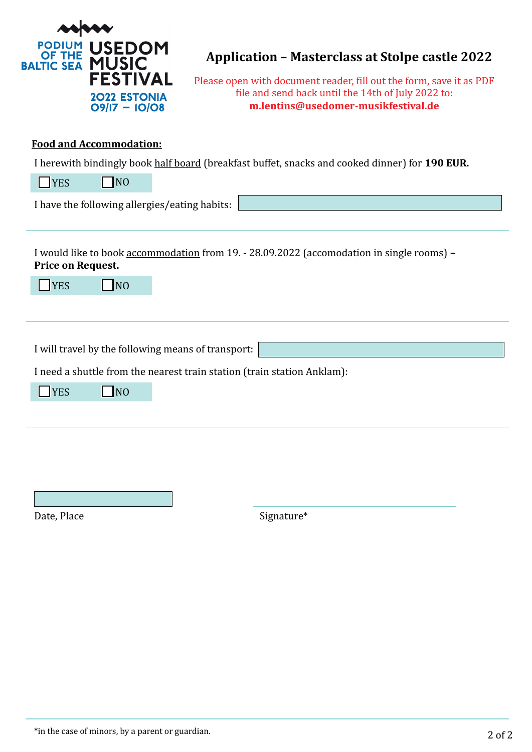PODIUM OF THE BALTIC SEA
USEDOM MUSIC FESTIVAL
2022 ESTONIA
09/17 – 10/08

# Application – Masterclass at Stolpe castle 2022

Please open with document reader, fill out the form, save it as PDF file and send back until the 14th of July 2022 to:
**m.lentins@usedomer-musikfestival.de**

**Food and Accommodation:**

I herewith bindingly book half board (breakfast buffet, snacks and cooked dinner) for **190 EUR.**

☐ YES ☐ NO

I have the following allergies/eating habits:

---

I would like to book accommodation from 19. - 28.09.2022 (accomodation in single rooms) – **Price on Request.**

☐ YES ☐ NO

---

I will travel by the following means of transport:

I need a shuttle from the nearest train station (train station Anklam):

☐ YES ☐ NO

---

Date, Place

Signature*

*in the case of minors, by a parent or guardian.